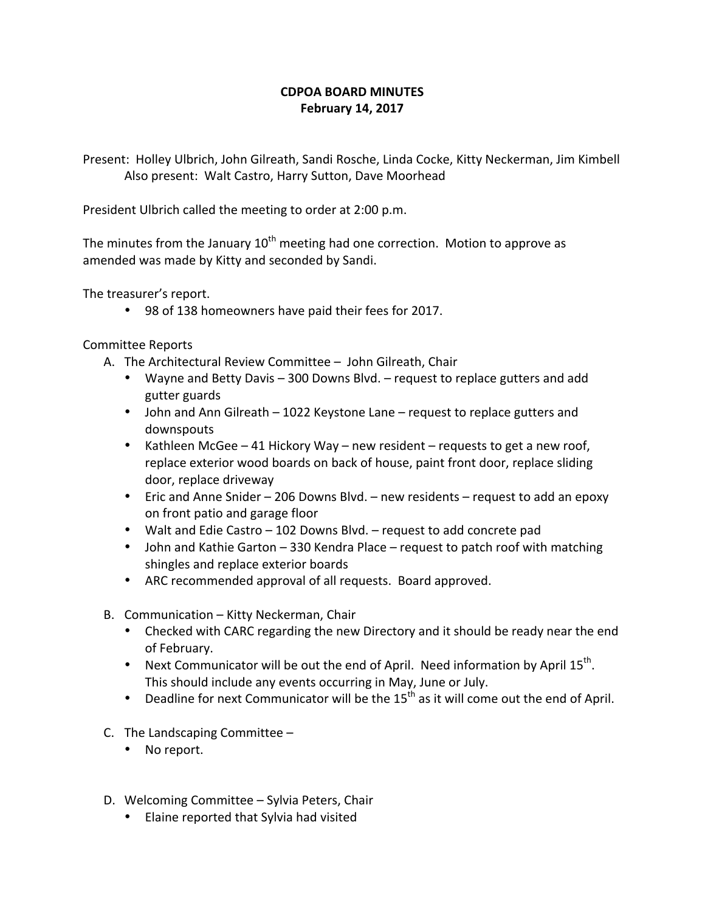# CDPOA BOARD MINUTES
## February 14, 2017

Present: Holley Ulbrich, John Gilreath, Sandi Rosche, Linda Cocke, Kitty Neckerman, Jim Kimbell
Also present: Walt Castro, Harry Sutton, Dave Moorhead

President Ulbrich called the meeting to order at 2:00 p.m.

The minutes from the January 10th meeting had one correction. Motion to approve as amended was made by Kitty and seconded by Sandi.

The treasurer's report.

- 98 of 138 homeowners have paid their fees for 2017.

Committee Reports

A. The Architectural Review Committee – John Gilreath, Chair
   - Wayne and Betty Davis – 300 Downs Blvd. – request to replace gutters and add gutter guards
   - John and Ann Gilreath – 1022 Keystone Lane – request to replace gutters and downspouts
   - Kathleen McGee – 41 Hickory Way – new resident – requests to get a new roof, replace exterior wood boards on back of house, paint front door, replace sliding door, replace driveway
   - Eric and Anne Snider – 206 Downs Blvd. – new residents – request to add an epoxy on front patio and garage floor
   - Walt and Edie Castro – 102 Downs Blvd. – request to add concrete pad
   - John and Kathie Garton – 330 Kendra Place – request to patch roof with matching shingles and replace exterior boards
   - ARC recommended approval of all requests. Board approved.

B. Communication – Kitty Neckerman, Chair
   - Checked with CARC regarding the new Directory and it should be ready near the end of February.
   - Next Communicator will be out the end of April. Need information by April 15th. This should include any events occurring in May, June or July.
   - Deadline for next Communicator will be the 15th as it will come out the end of April.

C. The Landscaping Committee –
   - No report.

D. Welcoming Committee – Sylvia Peters, Chair
   - Elaine reported that Sylvia had visited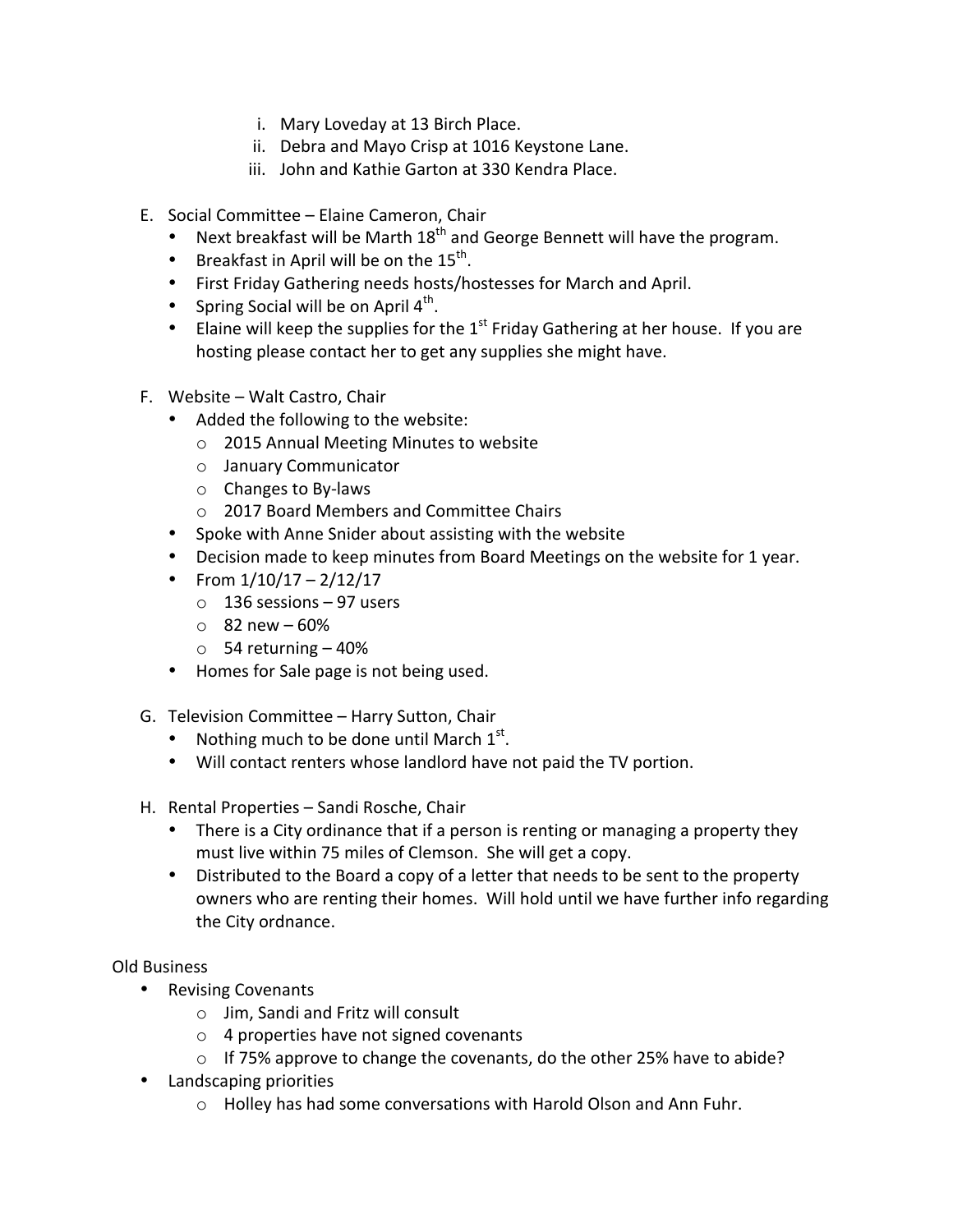i. Mary Loveday at 13 Birch Place.
   ii. Debra and Mayo Crisp at 1016 Keystone Lane.
   iii. John and Kathie Garton at 330 Kendra Place.

E. Social Committee – Elaine Cameron, Chair
   - Next breakfast will be Marth 18th and George Bennett will have the program.
   - Breakfast in April will be on the 15th.
   - First Friday Gathering needs hosts/hostesses for March and April.
   - Spring Social will be on April 4th.
   - Elaine will keep the supplies for the 1st Friday Gathering at her house. If you are hosting please contact her to get any supplies she might have.

F. Website – Walt Castro, Chair
   - Added the following to the website:
     - 2015 Annual Meeting Minutes to website
     - January Communicator
     - Changes to By-laws
     - 2017 Board Members and Committee Chairs
   - Spoke with Anne Snider about assisting with the website
   - Decision made to keep minutes from Board Meetings on the website for 1 year.
   - From 1/10/17 – 2/12/17
     - 136 sessions – 97 users
     - 82 new – 60%
     - 54 returning – 40%
   - Homes for Sale page is not being used.

G. Television Committee – Harry Sutton, Chair
   - Nothing much to be done until March 1st.
   - Will contact renters whose landlord have not paid the TV portion.

H. Rental Properties – Sandi Rosche, Chair
   - There is a City ordinance that if a person is renting or managing a property they must live within 75 miles of Clemson. She will get a copy.
   - Distributed to the Board a copy of a letter that needs to be sent to the property owners who are renting their homes. Will hold until we have further info regarding the City ordnance.

Old Business

- Revising Covenants
  - Jim, Sandi and Fritz will consult
  - 4 properties have not signed covenants
  - If 75% approve to change the covenants, do the other 25% have to abide?
- Landscaping priorities
  - Holley has had some conversations with Harold Olson and Ann Fuhr.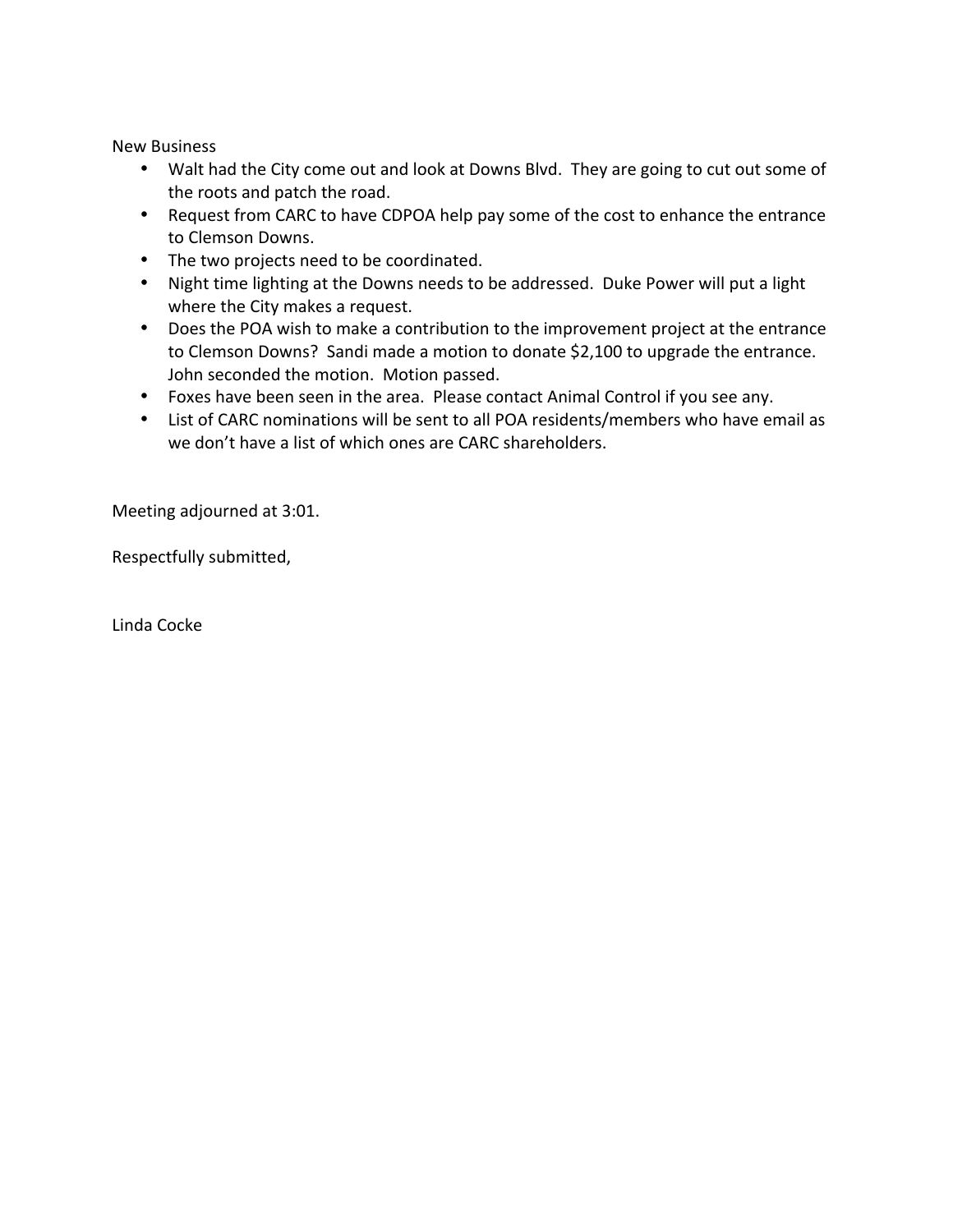New Business

- Walt had the City come out and look at Downs Blvd. They are going to cut out some of the roots and patch the road.
- Request from CARC to have CDPOA help pay some of the cost to enhance the entrance to Clemson Downs.
- The two projects need to be coordinated.
- Night time lighting at the Downs needs to be addressed. Duke Power will put a light where the City makes a request.
- Does the POA wish to make a contribution to the improvement project at the entrance to Clemson Downs? Sandi made a motion to donate $2,100 to upgrade the entrance. John seconded the motion. Motion passed.
- Foxes have been seen in the area. Please contact Animal Control if you see any.
- List of CARC nominations will be sent to all POA residents/members who have email as we don't have a list of which ones are CARC shareholders.

Meeting adjourned at 3:01.

Respectfully submitted,

Linda Cocke